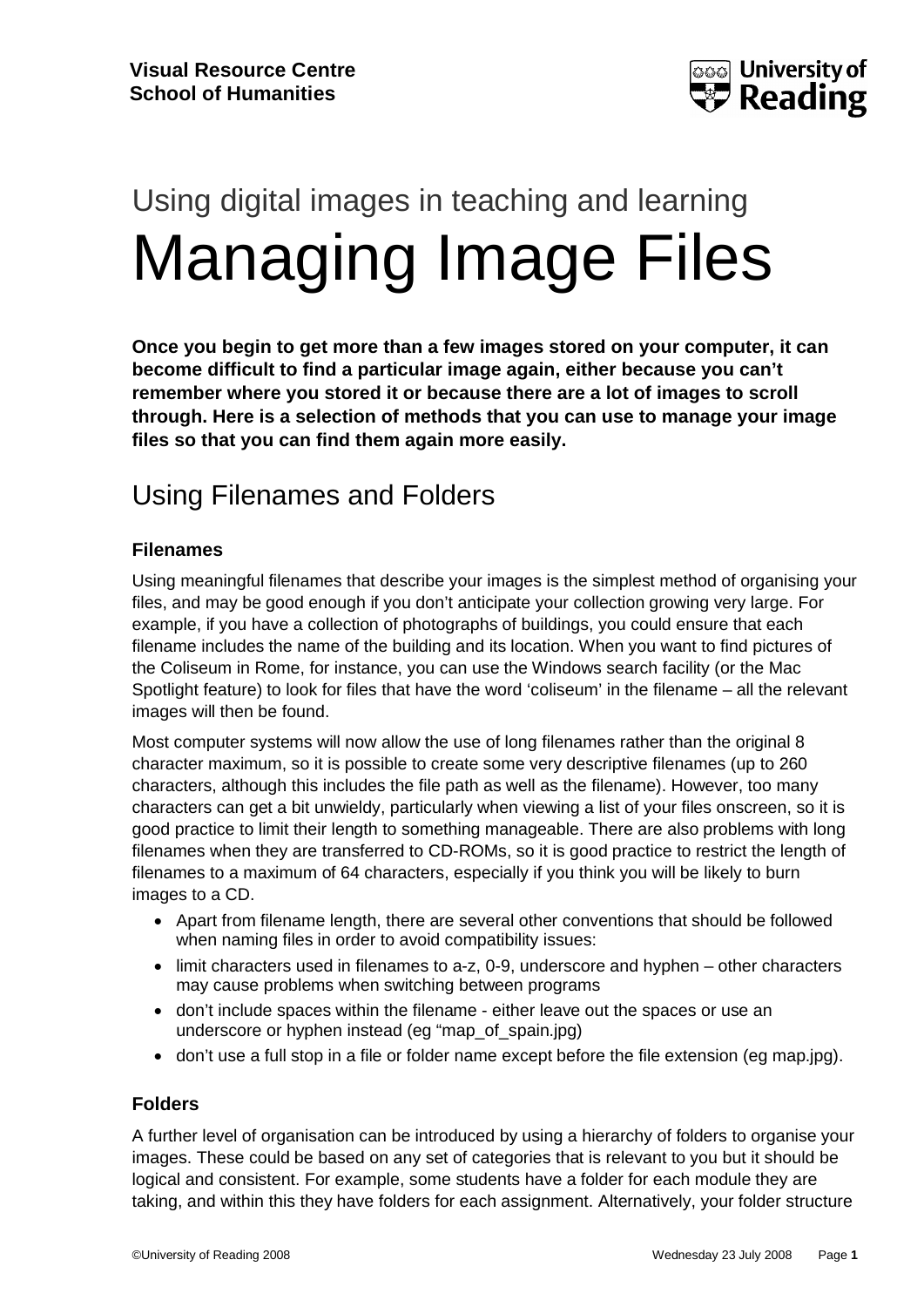**Visual Resource Centre**
**School of Humanities**

Using digital images in teaching and learning

# Managing Image Files

**Once you begin to get more than a few images stored on your computer, it can become difficult to find a particular image again, either because you can't remember where you stored it or because there are a lot of images to scroll through. Here is a selection of methods that you can use to manage your image files so that you can find them again more easily.**

## Using Filenames and Folders

### Filenames

Using meaningful filenames that describe your images is the simplest method of organising your files, and may be good enough if you don't anticipate your collection growing very large. For example, if you have a collection of photographs of buildings, you could ensure that each filename includes the name of the building and its location. When you want to find pictures of the Coliseum in Rome, for instance, you can use the Windows search facility (or the Mac Spotlight feature) to look for files that have the word 'coliseum' in the filename – all the relevant images will then be found.

Most computer systems will now allow the use of long filenames rather than the original 8 character maximum, so it is possible to create some very descriptive filenames (up to 260 characters, although this includes the file path as well as the filename). However, too many characters can get a bit unwieldy, particularly when viewing a list of your files onscreen, so it is good practice to limit their length to something manageable. There are also problems with long filenames when they are transferred to CD-ROMs, so it is good practice to restrict the length of filenames to a maximum of 64 characters, especially if you think you will be likely to burn images to a CD.

- Apart from filename length, there are several other conventions that should be followed when naming files in order to avoid compatibility issues:
- limit characters used in filenames to a-z, 0-9, underscore and hyphen – other characters may cause problems when switching between programs
- don't include spaces within the filename - either leave out the spaces or use an underscore or hyphen instead (eg "map_of_spain.jpg)
- don't use a full stop in a file or folder name except before the file extension (eg map.jpg).

### Folders

A further level of organisation can be introduced by using a hierarchy of folders to organise your images. These could be based on any set of categories that is relevant to you but it should be logical and consistent. For example, some students have a folder for each module they are taking, and within this they have folders for each assignment. Alternatively, your folder structure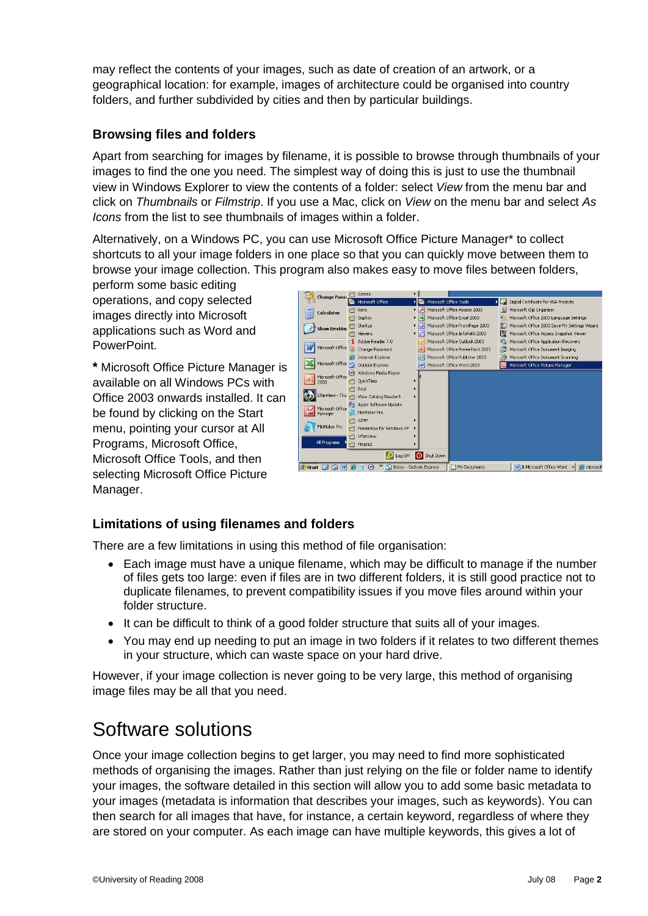may reflect the contents of your images, such as date of creation of an artwork, or a geographical location: for example, images of architecture could be organised into country folders, and further subdivided by cities and then by particular buildings.

### Browsing files and folders

Apart from searching for images by filename, it is possible to browse through thumbnails of your images to find the one you need. The simplest way of doing this is just to use the thumbnail view in Windows Explorer to view the contents of a folder: select *View* from the menu bar and click on *Thumbnails* or *Filmstrip*. If you use a Mac, click on *View* on the menu bar and select *As Icons* from the list to see thumbnails of images within a folder.

Alternatively, on a Windows PC, you can use Microsoft Office Picture Manager* to collect shortcuts to all your image folders in one place so that you can quickly move between them to browse your image collection. This program also makes easy to move files between folders, perform some basic editing operations, and copy selected images directly into Microsoft applications such as Word and PowerPoint.

**\*** Microsoft Office Picture Manager is available on all Windows PCs with Office 2003 onwards installed. It can be found by clicking on the Start menu, pointing your cursor at All Programs, Microsoft Office, Microsoft Office Tools, and then selecting Microsoft Office Picture Manager.

### Limitations of using filenames and folders

There are a few limitations in using this method of file organisation:

- Each image must have a unique filename, which may be difficult to manage if the number of files gets too large: even if files are in two different folders, it is still good practice not to duplicate filenames, to prevent compatibility issues if you move files around within your folder structure.
- It can be difficult to think of a good folder structure that suits all of your images.
- You may end up needing to put an image in two folders if it relates to two different themes in your structure, which can waste space on your hard drive.

However, if your image collection is never going to be very large, this method of organising image files may be all that you need.

# Software solutions

Once your image collection begins to get larger, you may need to find more sophisticated methods of organising the images. Rather than just relying on the file or folder name to identify your images, the software detailed in this section will allow you to add some basic metadata to your images (metadata is information that describes your images, such as keywords). You can then search for all images that have, for instance, a certain keyword, regardless of where they are stored on your computer. As each image can have multiple keywords, this gives a lot of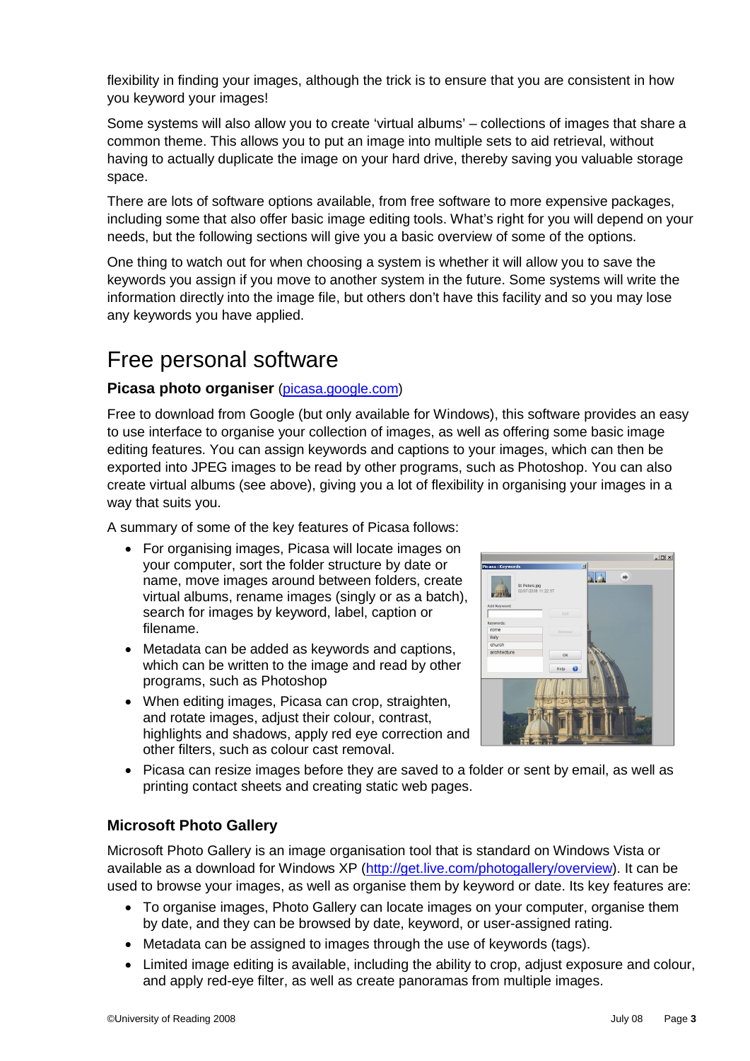flexibility in finding your images, although the trick is to ensure that you are consistent in how you keyword your images!

Some systems will also allow you to create 'virtual albums' – collections of images that share a common theme. This allows you to put an image into multiple sets to aid retrieval, without having to actually duplicate the image on your hard drive, thereby saving you valuable storage space.

There are lots of software options available, from free software to more expensive packages, including some that also offer basic image editing tools. What's right for you will depend on your needs, but the following sections will give you a basic overview of some of the options.

One thing to watch out for when choosing a system is whether it will allow you to save the keywords you assign if you move to another system in the future. Some systems will write the information directly into the image file, but others don't have this facility and so you may lose any keywords you have applied.

## Free personal software

### Picasa photo organiser (picasa.google.com)

Free to download from Google (but only available for Windows), this software provides an easy to use interface to organise your collection of images, as well as offering some basic image editing features. You can assign keywords and captions to your images, which can then be exported into JPEG images to be read by other programs, such as Photoshop. You can also create virtual albums (see above), giving you a lot of flexibility in organising your images in a way that suits you.

A summary of some of the key features of Picasa follows:

- For organising images, Picasa will locate images on your computer, sort the folder structure by date or name, move images around between folders, create virtual albums, rename images (singly or as a batch), search for images by keyword, label, caption or filename.
- Metadata can be added as keywords and captions, which can be written to the image and read by other programs, such as Photoshop
- When editing images, Picasa can crop, straighten, and rotate images, adjust their colour, contrast, highlights and shadows, apply red eye correction and other filters, such as colour cast removal.
- Picasa can resize images before they are saved to a folder or sent by email, as well as printing contact sheets and creating static web pages.

### Microsoft Photo Gallery

Microsoft Photo Gallery is an image organisation tool that is standard on Windows Vista or available as a download for Windows XP (http://get.live.com/photogallery/overview). It can be used to browse your images, as well as organise them by keyword or date. Its key features are:

- To organise images, Photo Gallery can locate images on your computer, organise them by date, and they can be browsed by date, keyword, or user-assigned rating.
- Metadata can be assigned to images through the use of keywords (tags).
- Limited image editing is available, including the ability to crop, adjust exposure and colour, and apply red-eye filter, as well as create panoramas from multiple images.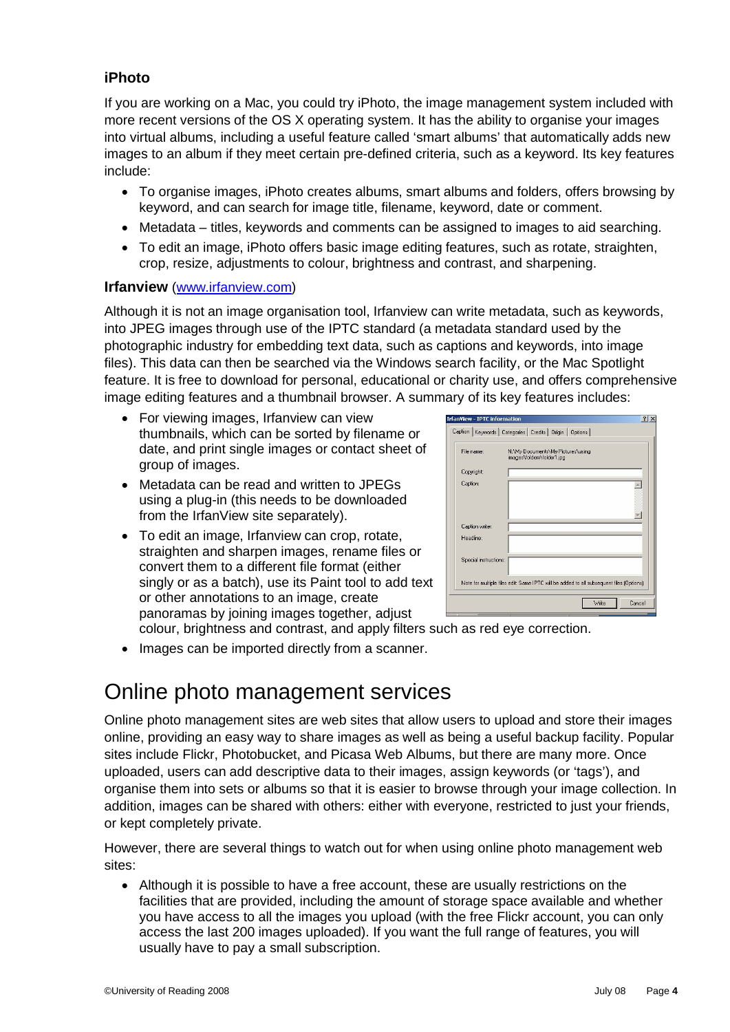### iPhoto

If you are working on a Mac, you could try iPhoto, the image management system included with more recent versions of the OS X operating system. It has the ability to organise your images into virtual albums, including a useful feature called 'smart albums' that automatically adds new images to an album if they meet certain pre-defined criteria, such as a keyword. Its key features include:

- To organise images, iPhoto creates albums, smart albums and folders, offers browsing by keyword, and can search for image title, filename, keyword, date or comment.
- Metadata – titles, keywords and comments can be assigned to images to aid searching.
- To edit an image, iPhoto offers basic image editing features, such as rotate, straighten, crop, resize, adjustments to colour, brightness and contrast, and sharpening.

### Irfanview ([www.irfanview.com](http://www.irfanview.com))

Although it is not an image organisation tool, Irfanview can write metadata, such as keywords, into JPEG images through use of the IPTC standard (a metadata standard used by the photographic industry for embedding text data, such as captions and keywords, into image files). This data can then be searched via the Windows search facility, or the Mac Spotlight feature. It is free to download for personal, educational or charity use, and offers comprehensive image editing features and a thumbnail browser. A summary of its key features includes:

- For viewing images, Irfanview can view thumbnails, which can be sorted by filename or date, and print single images or contact sheet of group of images.
- Metadata can be read and written to JPEGs using a plug-in (this needs to be downloaded from the IrfanView site separately).
- To edit an image, Irfanview can crop, rotate, straighten and sharpen images, rename files or convert them to a different file format (either singly or as a batch), use its Paint tool to add text or other annotations to an image, create panoramas by joining images together, adjust colour, brightness and contrast, and apply filters such as red eye correction.
- Images can be imported directly from a scanner.

## Online photo management services

Online photo management sites are web sites that allow users to upload and store their images online, providing an easy way to share images as well as being a useful backup facility. Popular sites include Flickr, Photobucket, and Picasa Web Albums, but there are many more. Once uploaded, users can add descriptive data to their images, assign keywords (or 'tags'), and organise them into sets or albums so that it is easier to browse through your image collection. In addition, images can be shared with others: either with everyone, restricted to just your friends, or kept completely private.

However, there are several things to watch out for when using online photo management web sites:

- Although it is possible to have a free account, these are usually restrictions on the facilities that are provided, including the amount of storage space available and whether you have access to all the images you upload (with the free Flickr account, you can only access the last 200 images uploaded). If you want the full range of features, you will usually have to pay a small subscription.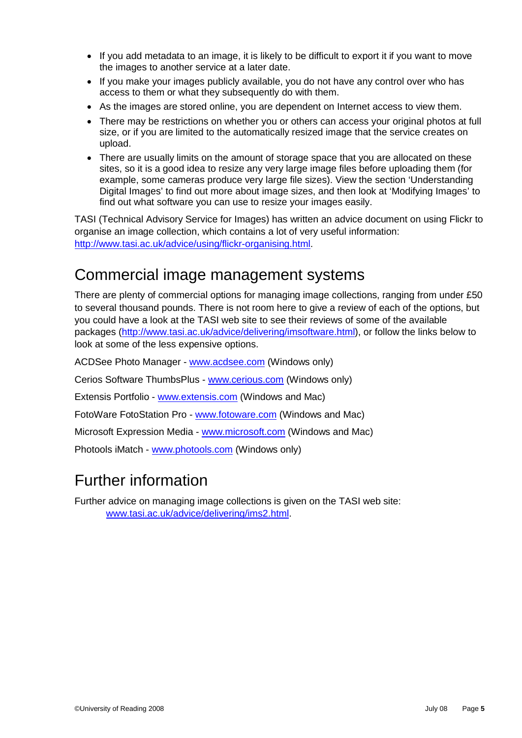- If you add metadata to an image, it is likely to be difficult to export it if you want to move the images to another service at a later date.
- If you make your images publicly available, you do not have any control over who has access to them or what they subsequently do with them.
- As the images are stored online, you are dependent on Internet access to view them.
- There may be restrictions on whether you or others can access your original photos at full size, or if you are limited to the automatically resized image that the service creates on upload.
- There are usually limits on the amount of storage space that you are allocated on these sites, so it is a good idea to resize any very large image files before uploading them (for example, some cameras produce very large file sizes). View the section 'Understanding Digital Images' to find out more about image sizes, and then look at 'Modifying Images' to find out what software you can use to resize your images easily.

TASI (Technical Advisory Service for Images) has written an advice document on using Flickr to organise an image collection, which contains a lot of very useful information: http://www.tasi.ac.uk/advice/using/flickr-organising.html.

## Commercial image management systems

There are plenty of commercial options for managing image collections, ranging from under £50 to several thousand pounds. There is not room here to give a review of each of the options, but you could have a look at the TASI web site to see their reviews of some of the available packages (http://www.tasi.ac.uk/advice/delivering/imsoftware.html), or follow the links below to look at some of the less expensive options.

ACDSee Photo Manager - www.acdsee.com (Windows only)

Cerios Software ThumbsPlus - www.cerious.com (Windows only)

Extensis Portfolio - www.extensis.com (Windows and Mac)

FotoWare FotoStation Pro - www.fotoware.com (Windows and Mac)

Microsoft Expression Media - www.microsoft.com (Windows and Mac)

Photools iMatch - www.photools.com (Windows only)

## Further information

Further advice on managing image collections is given on the TASI web site:
www.tasi.ac.uk/advice/delivering/ims2.html.

©University of Reading 2008